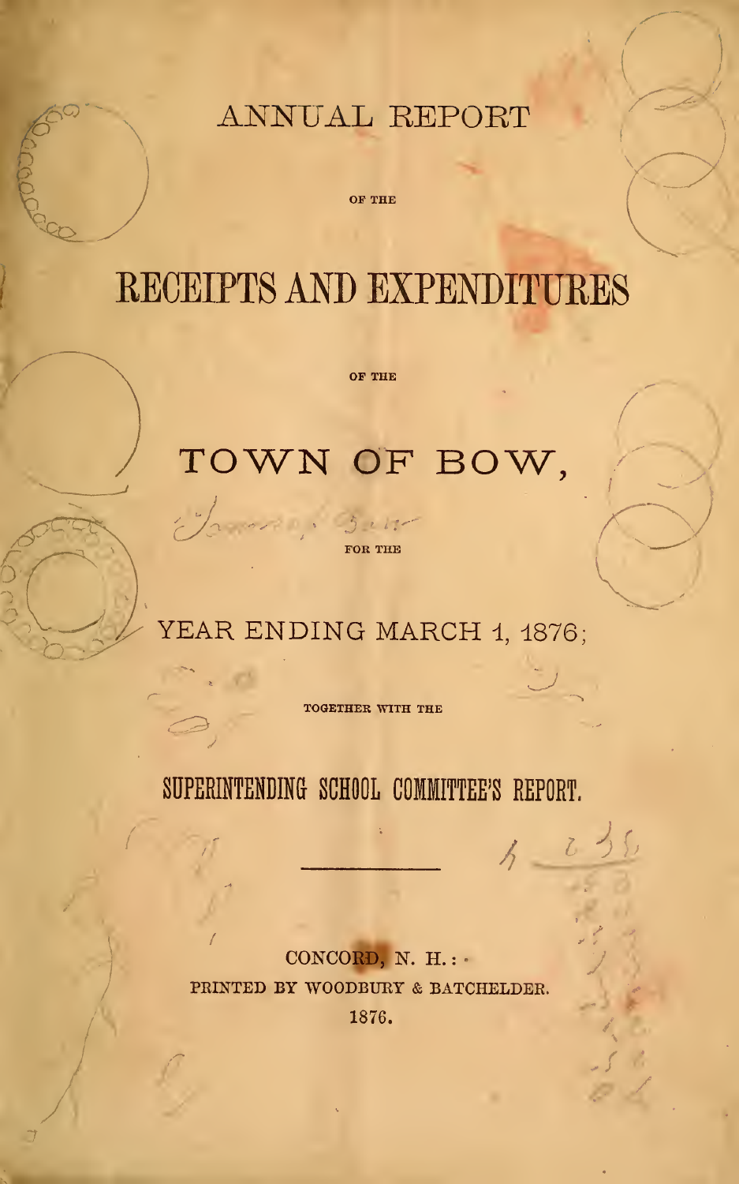# ANNUAL REPORT

OF THE

# RECEIPTS AND EXPENDITURES

OF THE

# TOWN OF BOW,

FOR THE

## YEAR ENDING MARCH 1, 1876;

TOGETHER WITH THE

## SUPERINTENDING SCHOOL COMMITTEE'S REPORT.

---

CONCORD, N. H.:
PRINTED BY WOODBURY & BATCHELDER.
1876.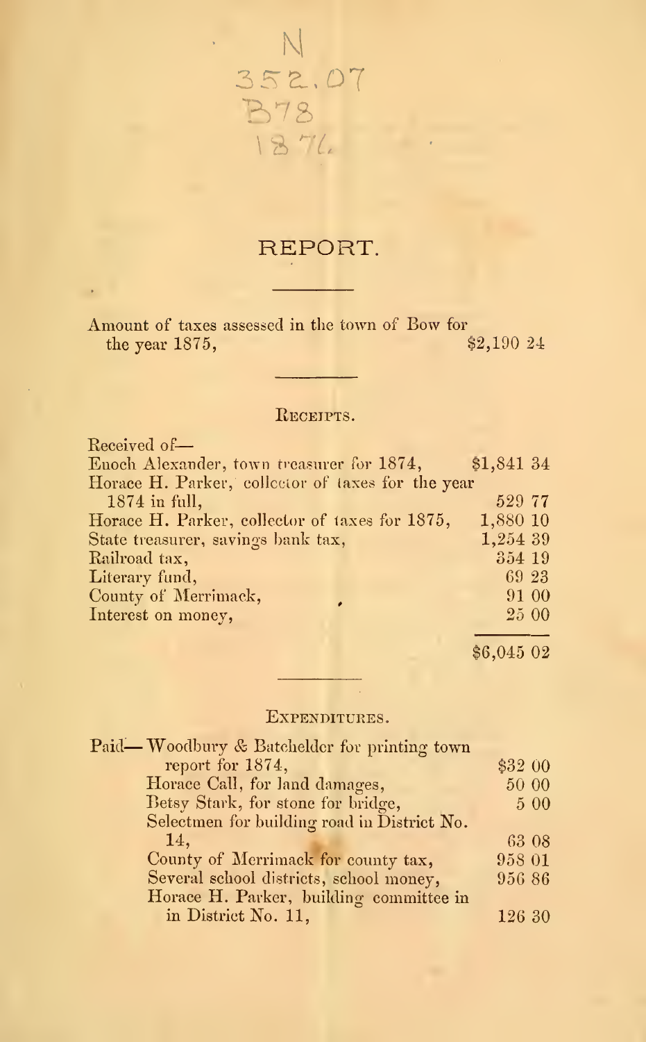N
352.07
B78
1876

# REPORT.

Amount of taxes assessed in the town of Bow for the year 1875, $2,190 24

## RECEIPTS.

Received of—

| | |
|---|---|
| Enoch Alexander, town treasurer for 1874, | $1,841 34 |
| Horace H. Parker, collector of taxes for the year 1874 in full, | 529 77 |
| Horace H. Parker, collector of taxes for 1875, | 1,880 10 |
| State treasurer, savings bank tax, | 1,254 39 |
| Railroad tax, | 354 19 |
| Literary fund, | 69 23 |
| County of Merrimack, | 91 00 |
| Interest on money, | 25 00 |
| | $6,045 02 |

## EXPENDITURES.

| | |
|---|---|
| Paid— Woodbury & Batchelder for printing town report for 1874, | $32 00 |
| Horace Call, for land damages, | 50 00 |
| Betsy Stark, for stone for bridge, | 5 00 |
| Selectmen for building road in District No. 14, | 63 08 |
| County of Merrimack for county tax, | 958 01 |
| Several school districts, school money, | 956 86 |
| Horace H. Parker, building committee in in District No. 11, | 126 30 |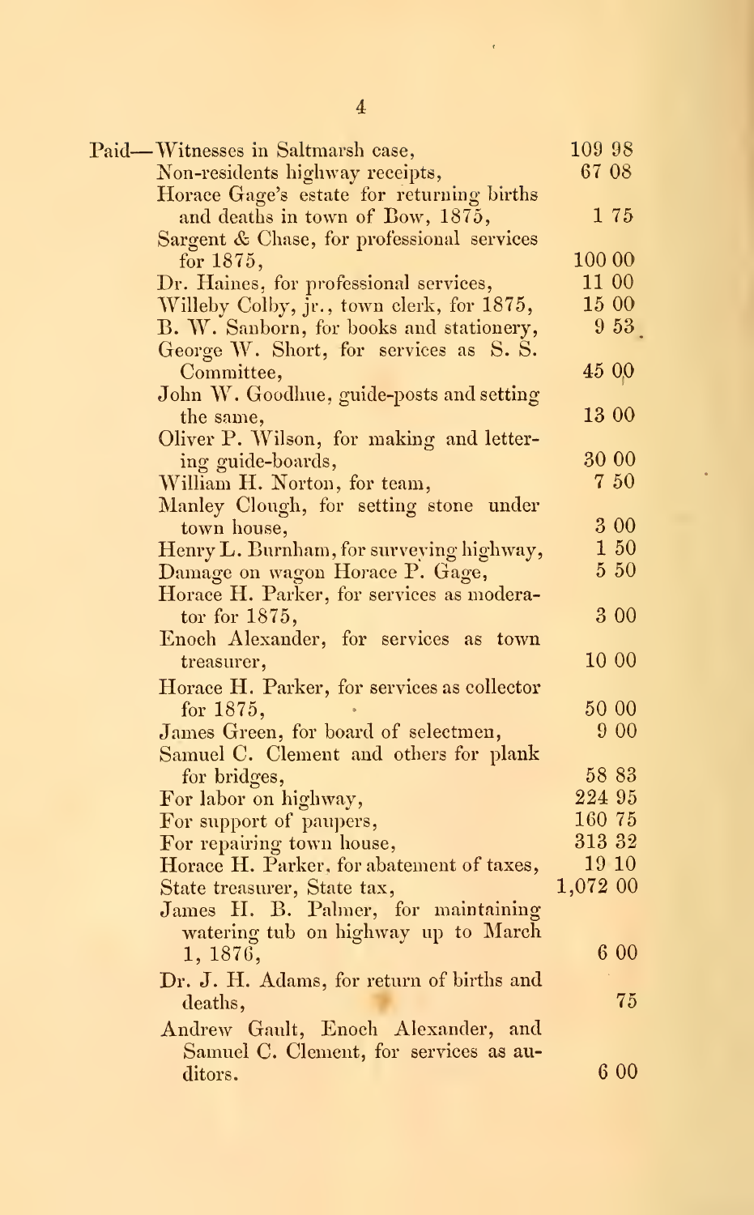| | |
|---|---|
| Paid—Witnesses in Saltmarsh case, | 109 98 |
| Non-residents highway receipts, | 67 08 |
| Horace Gage's estate for returning births and deaths in town of Bow, 1875, | 1 75 |
| Sargent & Chase, for professional services for 1875, | 100 00 |
| Dr. Haines, for professional services, | 11 00 |
| Willeby Colby, jr., town clerk, for 1875, | 15 00 |
| B. W. Sanborn, for books and stationery, | 9 53 |
| George W. Short, for services as S. S. Committee, | 45 00 |
| John W. Goodhue, guide-posts and setting the same, | 13 00 |
| Oliver P. Wilson, for making and lettering guide-boards, | 30 00 |
| William H. Norton, for team, | 7 50 |
| Manley Clough, for setting stone under town house, | 3 00 |
| Henry L. Burnham, for surveying highway, | 1 50 |
| Damage on wagon Horace P. Gage, | 5 50 |
| Horace H. Parker, for services as moderator for 1875, | 3 00 |
| Enoch Alexander, for services as town treasurer, | 10 00 |
| Horace H. Parker, for services as collector for 1875, | 50 00 |
| James Green, for board of selectmen, | 9 00 |
| Samuel C. Clement and others for plank for bridges, | 58 83 |
| For labor on highway, | 224 95 |
| For support of paupers, | 160 75 |
| For repairing town house, | 313 32 |
| Horace H. Parker, for abatement of taxes, | 19 10 |
| State treasurer, State tax, | 1,072 00 |
| James H. B. Palmer, for maintaining watering tub on highway up to March 1, 1876, | 6 00 |
| Dr. J. H. Adams, for return of births and deaths, | 75 |
| Andrew Gault, Enoch Alexander, and Samuel C. Clement, for services as auditors. | 6 00 |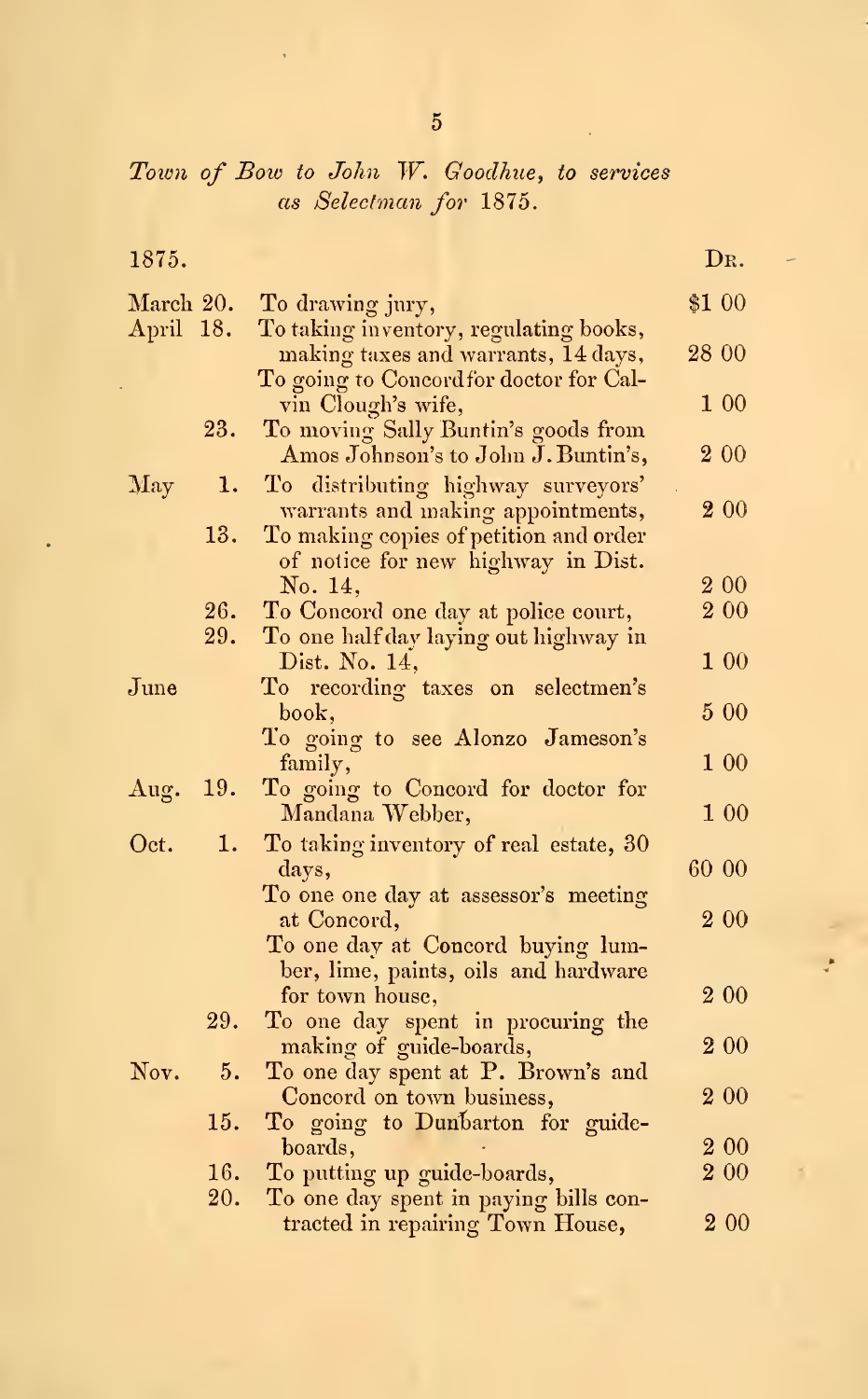*Town of Bow to John W. Goodhue, to services as Selectman for 1875.*

| 1875. | | | Dr. |
|---|---|---|---|
| March | 20. | To drawing jury, | $1 00 |
| April | 18. | To taking inventory, regulating books, making taxes and warrants, 14 days, | 28 00 |
| | | To going to Concord for doctor for Calvin Clough's wife, | 1 00 |
| | 23. | To moving Sally Buntin's goods from Amos Johnson's to John J. Buntin's, | 2 00 |
| May | 1. | To distributing highway surveyors' warrants and making appointments, | 2 00 |
| | 13. | To making copies of petition and order of notice for new highway in Dist. No. 14, | 2 00 |
| | 26. | To Concord one day at police court, | 2 00 |
| | 29. | To one half day laying out highway in Dist. No. 14, | 1 00 |
| June | | To recording taxes on selectmen's book, | 5 00 |
| | | To going to see Alonzo Jameson's family, | 1 00 |
| Aug. | 19. | To going to Concord for doctor for Mandana Webber, | 1 00 |
| Oct. | 1. | To taking inventory of real estate, 30 days, | 60 00 |
| | | To one one day at assessor's meeting at Concord, | 2 00 |
| | | To one day at Concord buying lumber, lime, paints, oils and hardware for town house, | 2 00 |
| | 29. | To one day spent in procuring the making of guide-boards, | 2 00 |
| Nov. | 5. | To one day spent at P. Brown's and Concord on town business, | 2 00 |
| | 15. | To going to Dunbarton for guide-boards, | 2 00 |
| | 16. | To putting up guide-boards, | 2 00 |
| | 20. | To one day spent in paying bills contracted in repairing Town House, | 2 00 |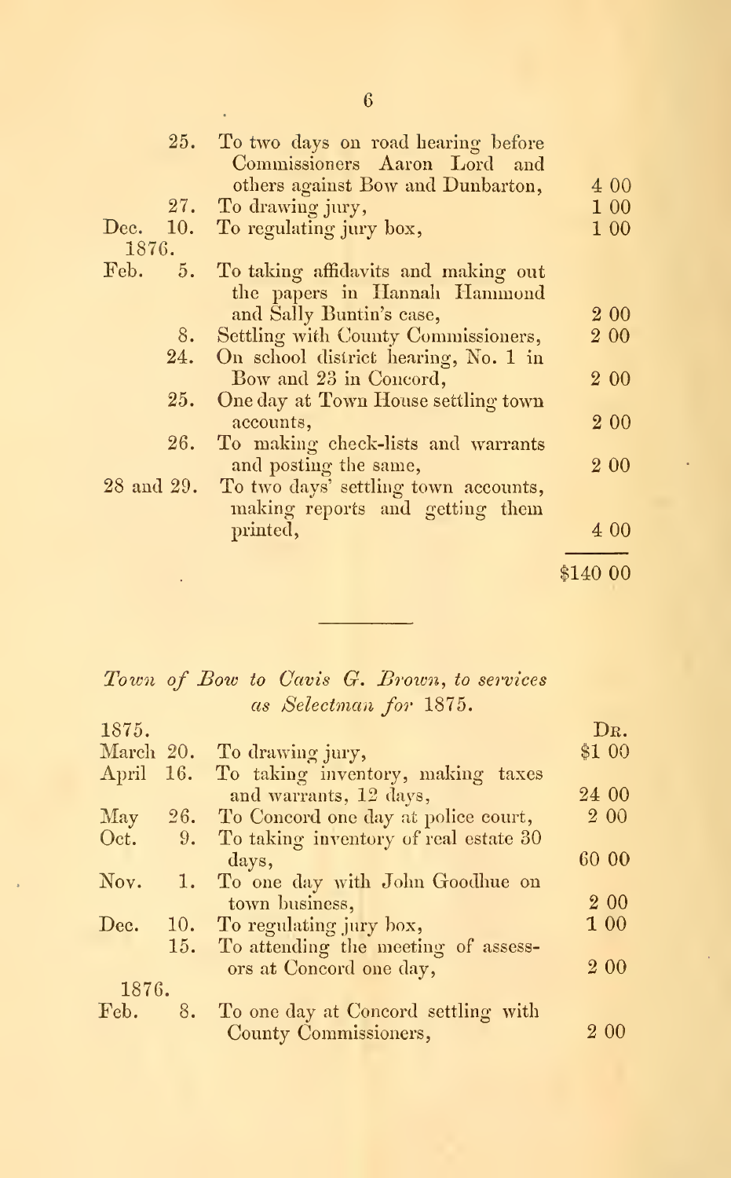| | | |
|---|---|---|
| 25. | To two days on road hearing before Commissioners Aaron Lord and others against Bow and Dunbarton, | 4 00 |
| 27. | To drawing jury, | 1 00 |
| Dec. 10. | To regulating jury box, | 1 00 |
| 1876. | | |
| Feb. 5. | To taking affidavits and making out the papers in Hannah Hammond and Sally Buntin's case, | 2 00 |
| 8. | Settling with County Commissioners, | 2 00 |
| 24. | On school district hearing, No. 1 in Bow and 23 in Concord, | 2 00 |
| 25. | One day at Town House settling town accounts, | 2 00 |
| 26. | To making check-lists and warrants and posting the same, | 2 00 |
| 28 and 29. | To two days' settling town accounts, making reports and getting them printed, | 4 00 |
| | | $140 00 |

*Town of Bow to Cavis G. Brown, to services as Selectman for 1875.*

| | | Dr. |
|---|---|---|
| 1875. | | |
| March 20. | To drawing jury, | $1 00 |
| April 16. | To taking inventory, making taxes and warrants, 12 days, | 24 00 |
| May 26. | To Concord one day at police court, | 2 00 |
| Oct. 9. | To taking inventory of real estate 30 days, | 60 00 |
| Nov. 1. | To one day with John Goodhue on town business, | 2 00 |
| Dec. 10. | To regulating jury box, | 1 00 |
| 15. | To attending the meeting of assessors at Concord one day, | 2 00 |
| 1876. | | |
| Feb. 8. | To one day at Concord settling with County Commissioners, | 2 00 |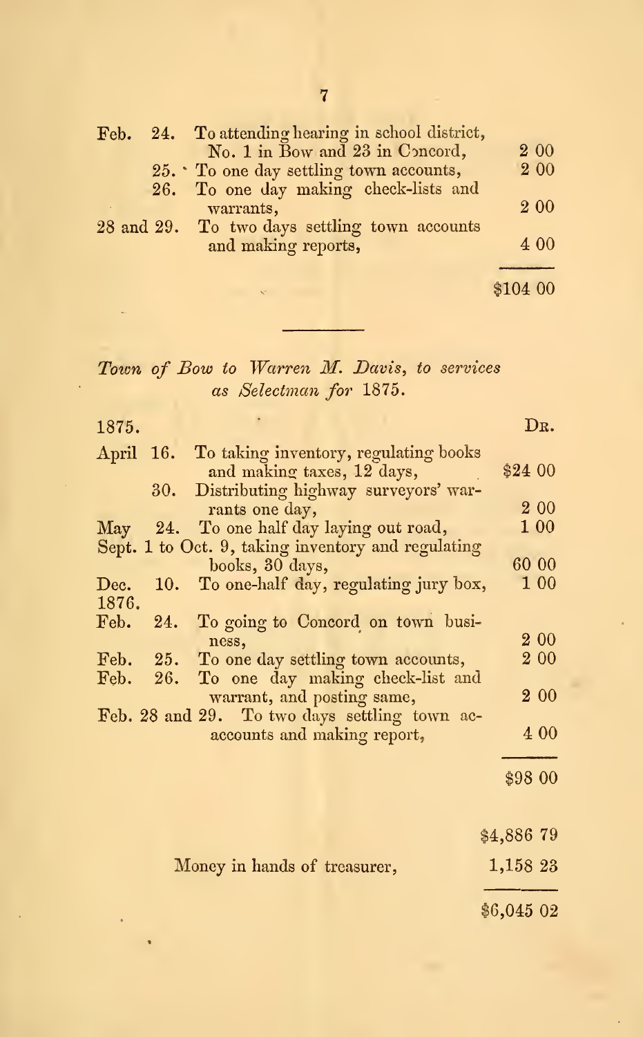| | | |
|---|---|---|
| Feb. 24. | To attending hearing in school district, No. 1 in Bow and 23 in Concord, | 2 00 |
| 25. | To one day settling town accounts, | 2 00 |
| 26. | To one day making check-lists and warrants, | 2 00 |
| 28 and 29. | To two days settling town accounts and making reports, | 4 00 |
| | | $104 00 |

---

*Town of Bow to Warren M. Davis, to services as Selectman for 1875.*

| 1875. | | Dr. |
|---|---|---|
| April 16. | To taking inventory, regulating books and making taxes, 12 days, | $24 00 |
| 30. | Distributing highway surveyors' warrants one day, | 2 00 |
| May 24. | To one half day laying out road, | 1 00 |
| Sept. 1 to Oct. 9, | taking inventory and regulating books, 30 days, | 60 00 |
| Dec. 10. | To one-half day, regulating jury box, | 1 00 |
| 1876. | | |
| Feb. 24. | To going to Concord on town business, | 2 00 |
| Feb. 25. | To one day settling town accounts, | 2 00 |
| Feb. 26. | To one day making check-list and warrant, and posting same, | 2 00 |
| Feb. 28 and 29. | To two days settling town accounts and making report, | 4 00 |
| | | $98 00 |

| | |
|---|---|
| | $4,886 79 |
| Money in hands of treasurer, | 1,158 23 |
| | $6,045 02 |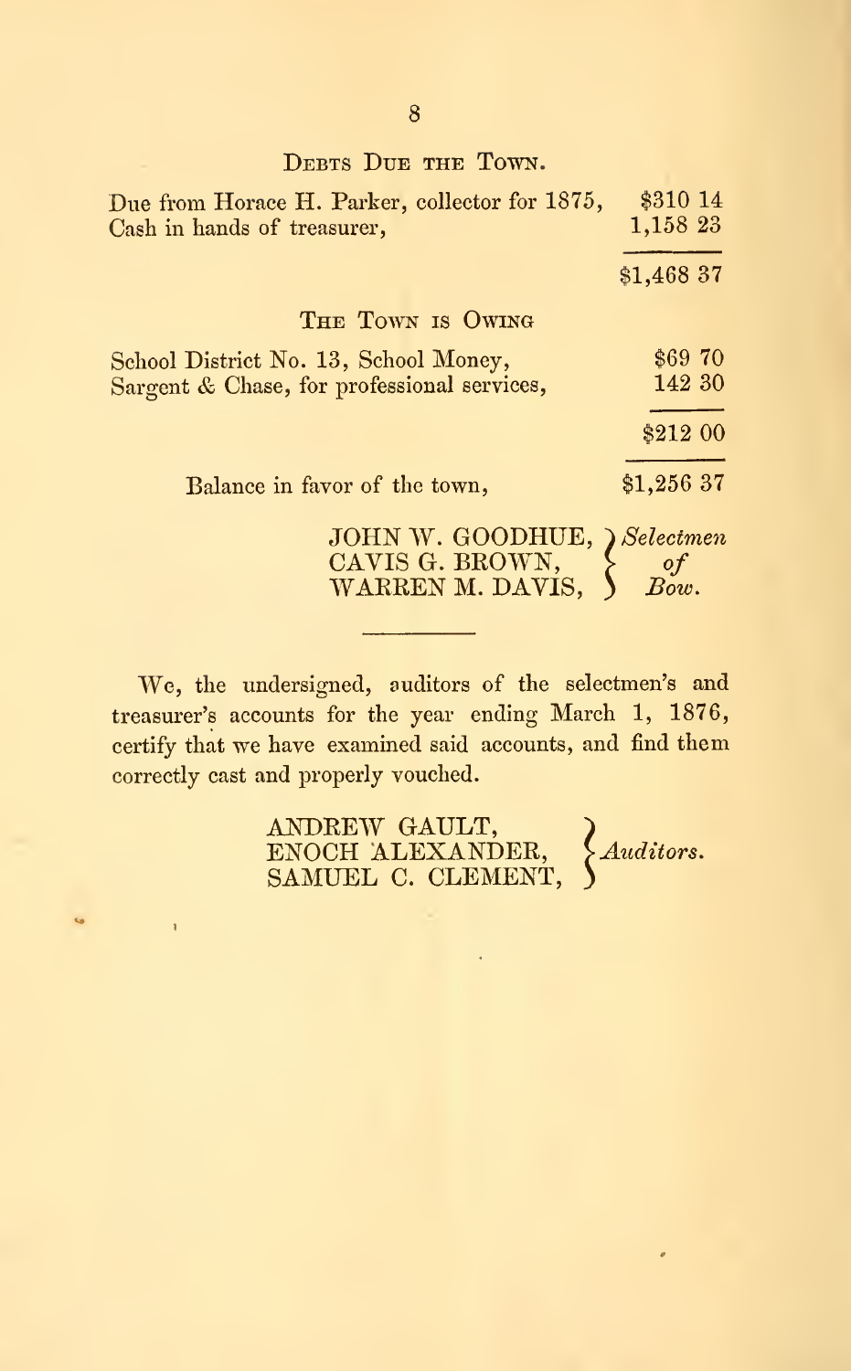## DEBTS DUE THE TOWN.

| | |
|---|---|
| Due from Horace H. Parker, collector for 1875, | $310 14 |
| Cash in hands of treasurer, | 1,158 23 |
| | $1,468 37 |

## THE TOWN IS OWING

| | |
|---|---|
| School District No. 13, School Money, | $69 70 |
| Sargent & Chase, for professional services, | 142 30 |
| | $212 00 |
| Balance in favor of the town, | $1,256 37 |

JOHN W. GOODHUE,
CAVIS G. BROWN,
WARREN M. DAVIS,
*Selectmen of Bow.*

---

We, the undersigned, auditors of the selectmen's and treasurer's accounts for the year ending March 1, 1876, certify that we have examined said accounts, and find them correctly cast and properly vouched.

ANDREW GAULT,
ENOCH ALEXANDER,
SAMUEL C. CLEMENT,
*Auditors.*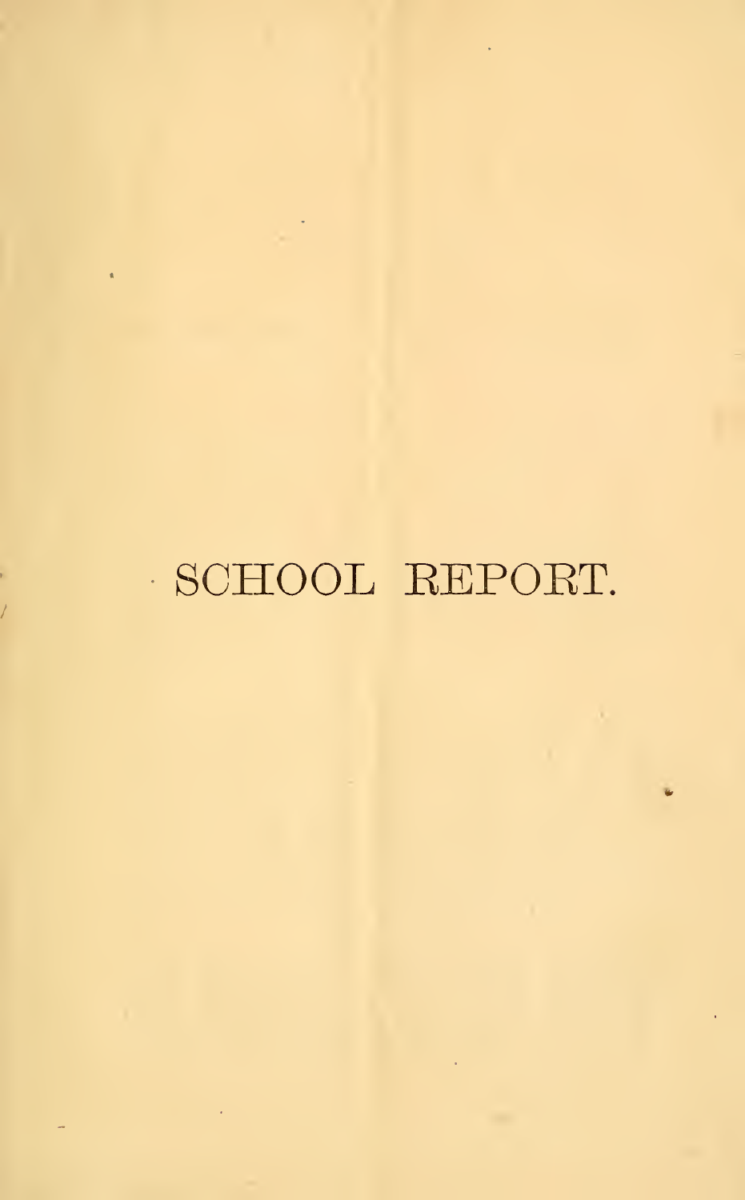# SCHOOL REPORT.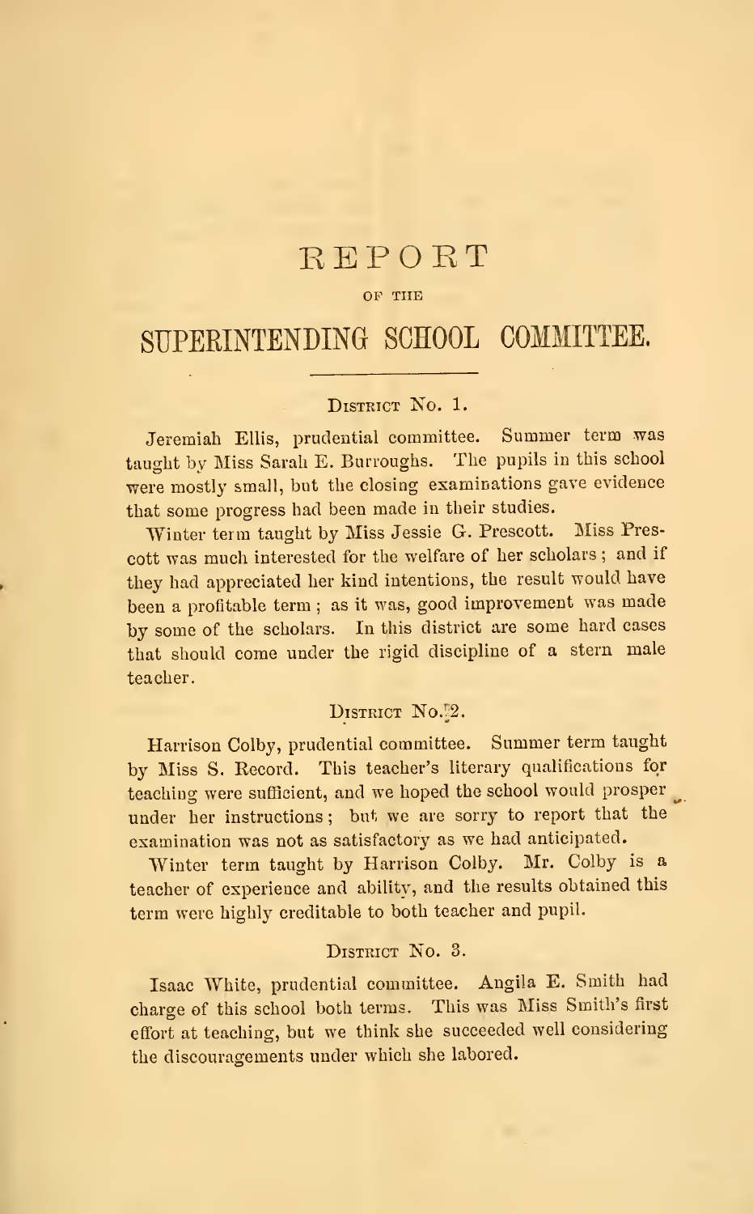# REPORT

OF THE

# SUPERINTENDING SCHOOL COMMITTEE.

### District No. 1.

Jeremiah Ellis, prudential committee. Summer term was taught by Miss Sarah E. Burroughs. The pupils in this school were mostly small, but the closing examinations gave evidence that some progress had been made in their studies.

Winter term taught by Miss Jessie G. Prescott. Miss Prescott was much interested for the welfare of her scholars; and if they had appreciated her kind intentions, the result would have been a profitable term; as it was, good improvement was made by some of the scholars. In this district are some hard cases that should come under the rigid discipline of a stern male teacher.

### District No. 2.

Harrison Colby, prudential committee. Summer term taught by Miss S. Record. This teacher's literary qualifications for teaching were sufficient, and we hoped the school would prosper under her instructions; but we are sorry to report that the examination was not as satisfactory as we had anticipated.

Winter term taught by Harrison Colby. Mr. Colby is a teacher of experience and ability, and the results obtained this term were highly creditable to both teacher and pupil.

### District No. 3.

Isaac White, prudential committee. Angila E. Smith had charge of this school both terms. This was Miss Smith's first effort at teaching, but we think she succeeded well considering the discouragements under which she labored.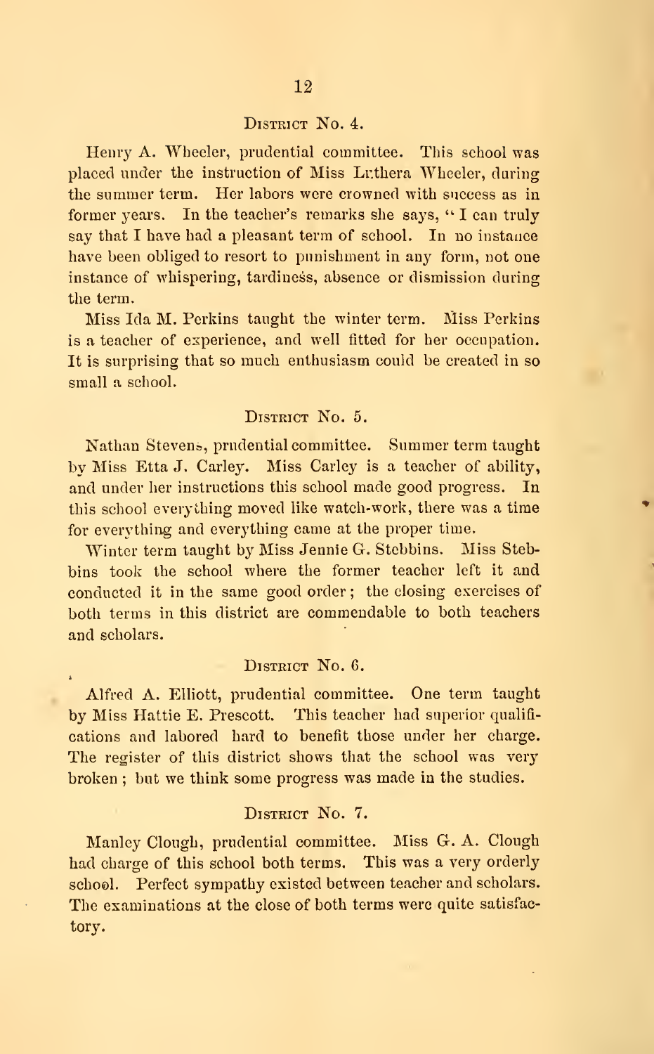## District No. 4.

Henry A. Wheeler, prudential committee. This school was placed under the instruction of Miss Luthera Wheeler, during the summer term. Her labors were crowned with success as in former years. In the teacher's remarks she says, "I can truly say that I have had a pleasant term of school. In no instance have been obliged to resort to punishment in any form, not one instance of whispering, tardiness, absence or dismission during the term.

Miss Ida M. Perkins taught the winter term. Miss Perkins is a teacher of experience, and well fitted for her occupation. It is surprising that so much enthusiasm could be created in so small a school.

## District No. 5.

Nathan Stevens, prudential committee. Summer term taught by Miss Etta J. Carley. Miss Carley is a teacher of ability, and under her instructions this school made good progress. In this school everything moved like watch-work, there was a time for everything and everything came at the proper time.

Winter term taught by Miss Jennie G. Stebbins. Miss Stebbins took the school where the former teacher left it and conducted it in the same good order; the closing exercises of both terms in this district are commendable to both teachers and scholars.

## District No. 6.

Alfred A. Elliott, prudential committee. One term taught by Miss Hattie E. Prescott. This teacher had superior qualifications and labored hard to benefit those under her charge. The register of this district shows that the school was very broken; but we think some progress was made in the studies.

## District No. 7.

Manley Clough, prudential committee. Miss G. A. Clough had charge of this school both terms. This was a very orderly school. Perfect sympathy existed between teacher and scholars. The examinations at the close of both terms were quite satisfactory.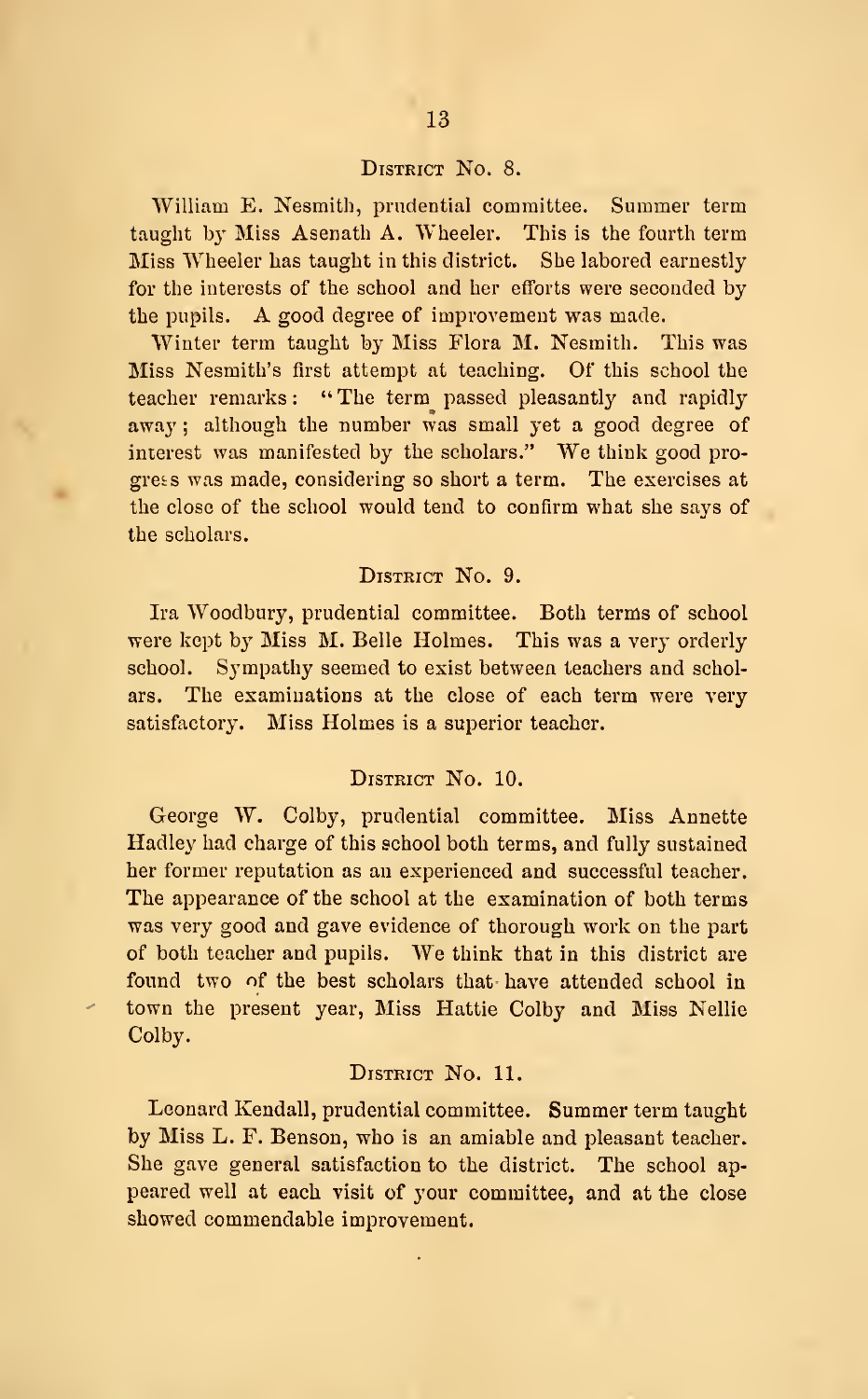## District No. 8.

William E. Nesmith, prudential committee. Summer term taught by Miss Asenath A. Wheeler. This is the fourth term Miss Wheeler has taught in this district. She labored earnestly for the interests of the school and her efforts were seconded by the pupils. A good degree of improvement was made.

Winter term taught by Miss Flora M. Nesmith. This was Miss Nesmith's first attempt at teaching. Of this school the teacher remarks: "The term passed pleasantly and rapidly away; although the number was small yet a good degree of interest was manifested by the scholars." We think good progress was made, considering so short a term. The exercises at the close of the school would tend to confirm what she says of the scholars.

## District No. 9.

Ira Woodbury, prudential committee. Both terms of school were kept by Miss M. Belle Holmes. This was a very orderly school. Sympathy seemed to exist between teachers and scholars. The examinations at the close of each term were very satisfactory. Miss Holmes is a superior teacher.

## District No. 10.

George W. Colby, prudential committee. Miss Annette Hadley had charge of this school both terms, and fully sustained her former reputation as an experienced and successful teacher. The appearance of the school at the examination of both terms was very good and gave evidence of thorough work on the part of both teacher and pupils. We think that in this district are found two of the best scholars that have attended school in town the present year, Miss Hattie Colby and Miss Nellie Colby.

## District No. 11.

Leonard Kendall, prudential committee. Summer term taught by Miss L. F. Benson, who is an amiable and pleasant teacher. She gave general satisfaction to the district. The school appeared well at each visit of your committee, and at the close showed commendable improvement.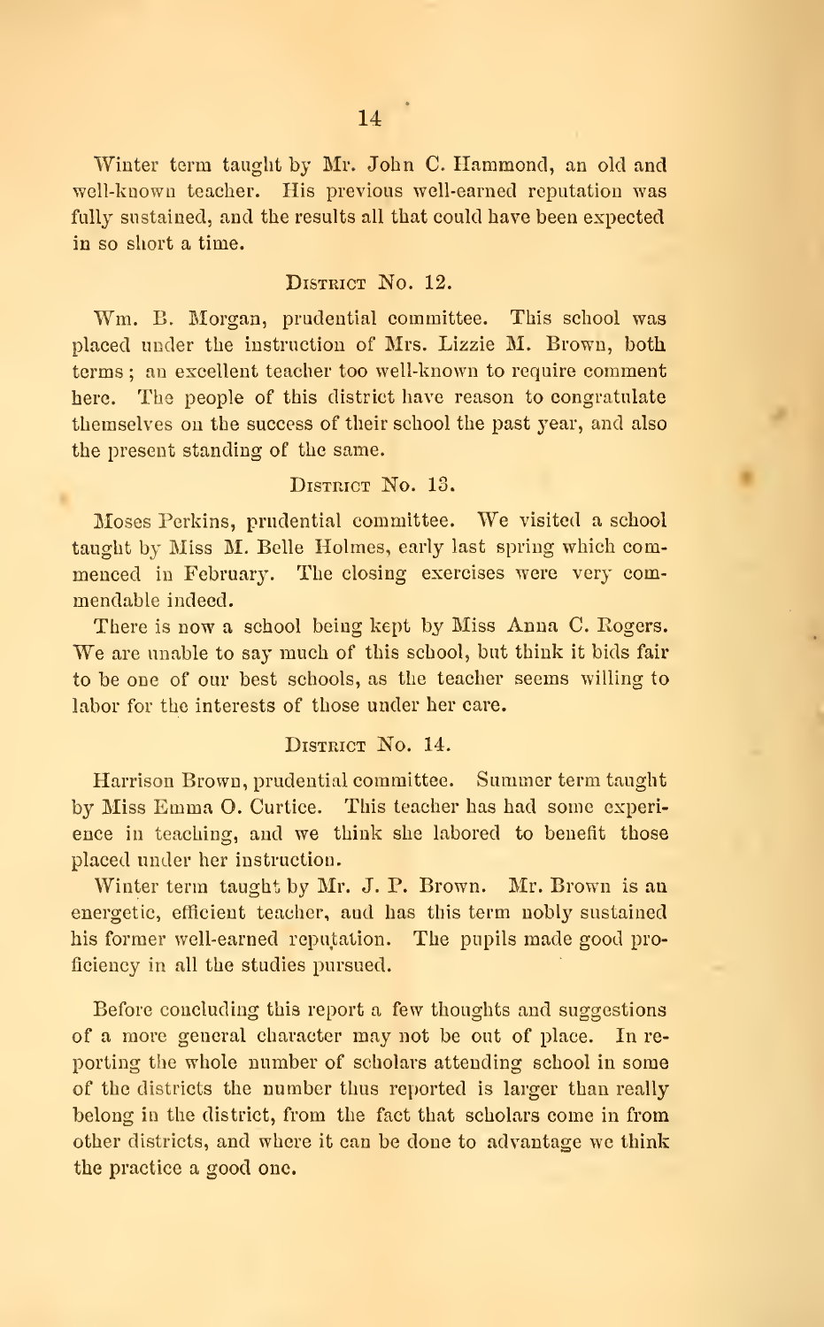Winter term taught by Mr. John C. Hammond, an old and well-known teacher. His previous well-earned reputation was fully sustained, and the results all that could have been expected in so short a time.

### District No. 12.

Wm. B. Morgan, prudential committee. This school was placed under the instruction of Mrs. Lizzie M. Brown, both terms; an excellent teacher too well-known to require comment here. The people of this district have reason to congratulate themselves on the success of their school the past year, and also the present standing of the same.

### District No. 13.

Moses Perkins, prudential committee. We visited a school taught by Miss M. Belle Holmes, early last spring which commenced in February. The closing exercises were very commendable indeed.

There is now a school being kept by Miss Anna C. Rogers. We are unable to say much of this school, but think it bids fair to be one of our best schools, as the teacher seems willing to labor for the interests of those under her care.

### District No. 14.

Harrison Brown, prudential committee. Summer term taught by Miss Emma O. Curtice. This teacher has had some experience in teaching, and we think she labored to benefit those placed under her instruction.

Winter term taught by Mr. J. P. Brown. Mr. Brown is an energetic, efficient teacher, and has this term nobly sustained his former well-earned reputation. The pupils made good proficiency in all the studies pursued.

Before concluding this report a few thoughts and suggestions of a more general character may not be out of place. In reporting the whole number of scholars attending school in some of the districts the number thus reported is larger than really belong in the district, from the fact that scholars come in from other districts, and where it can be done to advantage we think the practice a good one.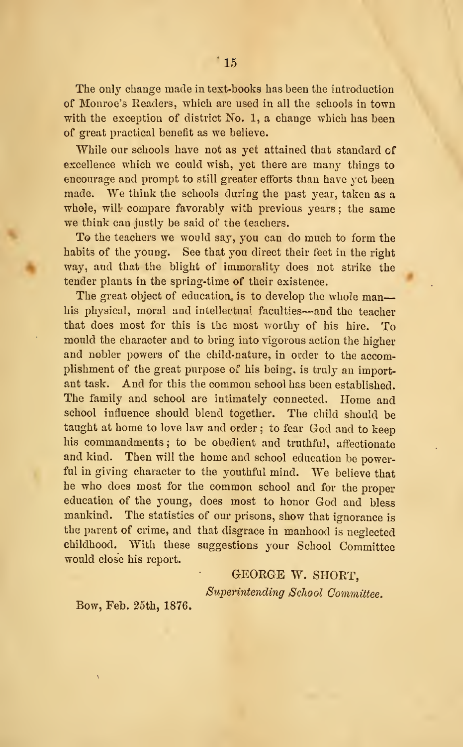The only change made in text-books has been the introduction of Monroe's Readers, which are used in all the schools in town with the exception of district No. 1, a change which has been of great practical benefit as we believe.

While our schools have not as yet attained that standard of excellence which we could wish, yet there are many things to encourage and prompt to still greater efforts than have yet been made. We think the schools during the past year, taken as a whole, will compare favorably with previous years; the same we think can justly be said of the teachers.

To the teachers we would say, you can do much to form the habits of the young. See that you direct their feet in the right way, and that the blight of immorality does not strike the tender plants in the spring-time of their existence.

The great object of education, is to develop the whole man—his physical, moral and intellectual faculties—and the teacher that does most for this is the most worthy of his hire. To mould the character and to bring into vigorous action the higher and nobler powers of the child-nature, in order to the accomplishment of the great purpose of his being, is truly an important task. And for this the common school has been established. The family and school are intimately connected. Home and school influence should blend together. The child should be taught at home to love law and order; to fear God and to keep his commandments; to be obedient and truthful, affectionate and kind. Then will the home and school education be powerful in giving character to the youthful mind. We believe that he who does most for the common school and for the proper education of the young, does most to honor God and bless mankind. The statistics of our prisons, show that ignorance is the parent of crime, and that disgrace in manhood is neglected childhood. With these suggestions your School Committee would close his report.

GEORGE W. SHORT,
*Superintending School Committee.*

Bow, Feb. 25th, 1876.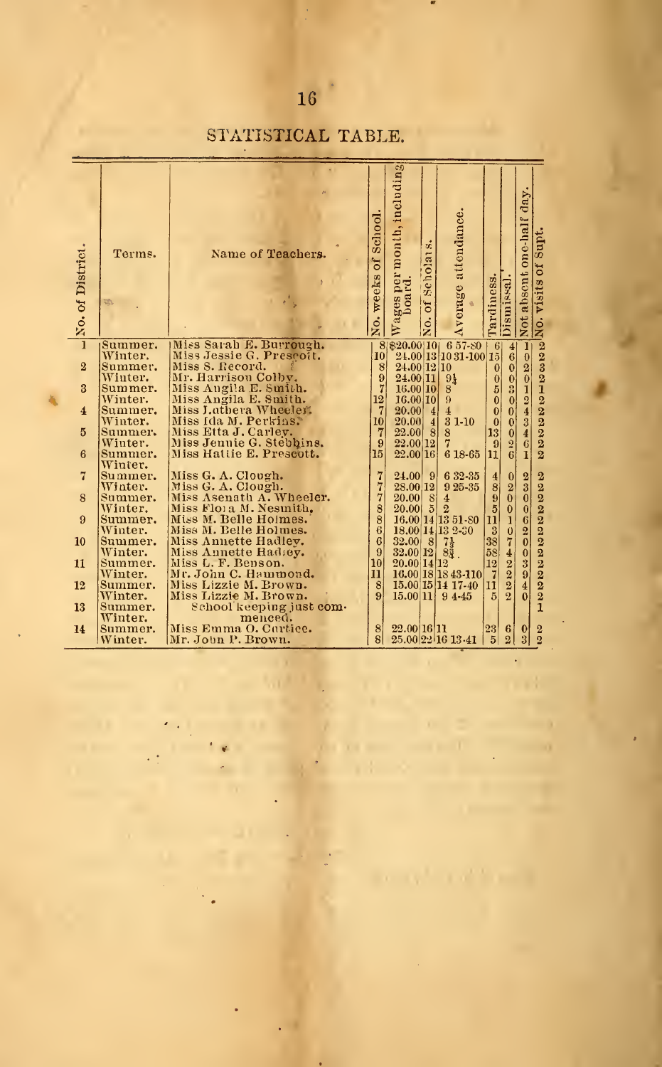## STATISTICAL TABLE.

| No. of District. | Terms. | Name of Teachers. | No. weeks of School. | Wages per month, including board. | No. of Scholars. | Average attendance. | Tardiness. | Dismissal. | Not absent one-half day. | No. visits of Supt. |
|---|---|---|---|---|---|---|---|---|---|---|
| 1 | Summer. | Miss Sarah E. Burrough. | 8 | $20.00 | 10 | 6 57-80 | 6 | 4 | 1 | 2 |
| | Winter. | Miss Jessie G. Prescott. | 10 | 24.00 | 13 | 10 31-100 | 15 | 6 | 0 | 2 |
| 2 | Summer. | Miss S. Record. | 8 | 24.00 | 12 | 10 | 0 | 0 | 2 | 3 |
| | Winter. | Mr. Harrison Colby. | 9 | 24.00 | 11 | 9½ | 0 | 0 | 0 | 2 |
| 3 | Summer. | Miss Angila E. Smith. | 7 | 16.00 | 10 | 8 | 5 | 3 | 1 | 1 |
| | Winter. | Miss Angila E. Smith. | 12 | 16.00 | 10 | 9 | 0 | 0 | 2 | 2 |
| 4 | Summer. | Miss Lathera Wheeler. | 7 | 20.00 | 4 | 4 | 0 | 0 | 4 | 2 |
| | Winter. | Miss Ida M. Perkins. | 10 | 20.00 | 4 | 3 1-10 | 0 | 0 | 3 | 2 |
| 5 | Summer. | Miss Etta J. Carley. | 7 | 22.00 | 8 | 8 | 13 | 0 | 4 | 2 |
| | Winter. | Miss Jennie G. Stebbins. | 9 | 22.00 | 12 | 7 | 9 | 2 | 6 | 2 |
| 6 | Summer. | Miss Hattie E. Prescott. | 15 | 22.00 | 16 | 6 18-65 | 11 | 6 | 1 | 2 |
| | Winter. | | | | | | | | | |
| 7 | Summer. | Miss G. A. Clough. | 7 | 24.00 | 9 | 6 32-35 | 4 | 0 | 2 | 2 |
| | Winter. | Miss G. A. Clough. | 7 | 28.00 | 12 | 9 25-35 | 8 | 2 | 3 | 2 |
| 8 | Summer. | Miss Asenath A. Wheeler. | 7 | 20.00 | 8 | 4 | 9 | 0 | 0 | 2 |
| | Winter. | Miss Flora M. Nesmith. | 8 | 20.00 | 5 | 2 | 5 | 0 | 0 | 2 |
| 9 | Summer. | Miss M. Belle Holmes. | 8 | 16.00 | 14 | 13 51-80 | 11 | 1 | 6 | 2 |
| | Winter. | Miss M. Belle Holmes. | 6 | 18.00 | 14 | 13 2-30 | 3 | 0 | 2 | 2 |
| 10 | Summer. | Miss Annette Hadley. | 6 | 32.00 | 8 | 7½ | 38 | 7 | 0 | 2 |
| | Winter. | Miss Annette Hadley. | 9 | 32.00 | 12 | 8¾ | 58 | 4 | 0 | 2 |
| 11 | Summer. | Miss L. F. Benson. | 10 | 20.00 | 14 | 12 | 12 | 2 | 3 | 2 |
| | Winter. | Mr. John C. Hammond. | 11 | 16.00 | 18 | 18 43-110 | 7 | 2 | 9 | 2 |
| 12 | Summer. | Miss Lizzie M. Brown. | 8 | 15.00 | 15 | 14 17-40 | 11 | 2 | 4 | 2 |
| | Winter. | Miss Lizzie M. Brown. | 9 | 15.00 | 11 | 9 4-45 | 5 | 2 | 0 | 2 |
| 13 | Summer. | School keeping just commenced. | | | | | | | | 1 |
| | Winter. | | | | | | | | | |
| 14 | Summer. | Miss Emma O. Curtice. | 8 | 22.00 | 16 | 11 | 23 | 6 | 0 | 2 |
| | Winter. | Mr. John P. Brown. | 8 | 25.00 | 22 | 16 13-41 | 5 | 2 | 3 | 2 |